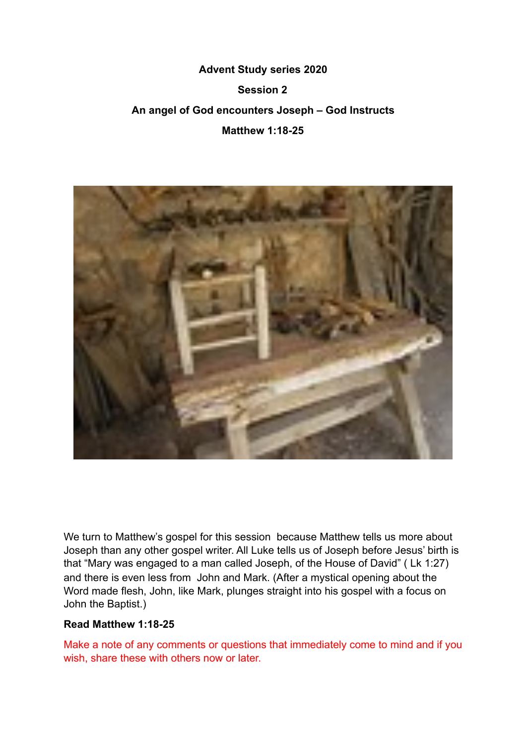**Advent Study series 2020**

**Session 2**

**An angel of God encounters Joseph – God Instructs**

**Matthew 1:18-25**

We turn to Matthew's gospel for this session because Matthew tells us more about Joseph than any other gospel writer. All Luke tells us of Joseph before Jesus' birth is that "Mary was engaged to a man called Joseph, of the House of David" ( Lk 1:27) and there is even less from John and Mark. (After a mystical opening about the Word made flesh, John, like Mark, plunges straight into his gospel with a focus on John the Baptist.)

**Read Matthew 1:18-25**

Make a note of any comments or questions that immediately come to mind and if you wish, share these with others now or later.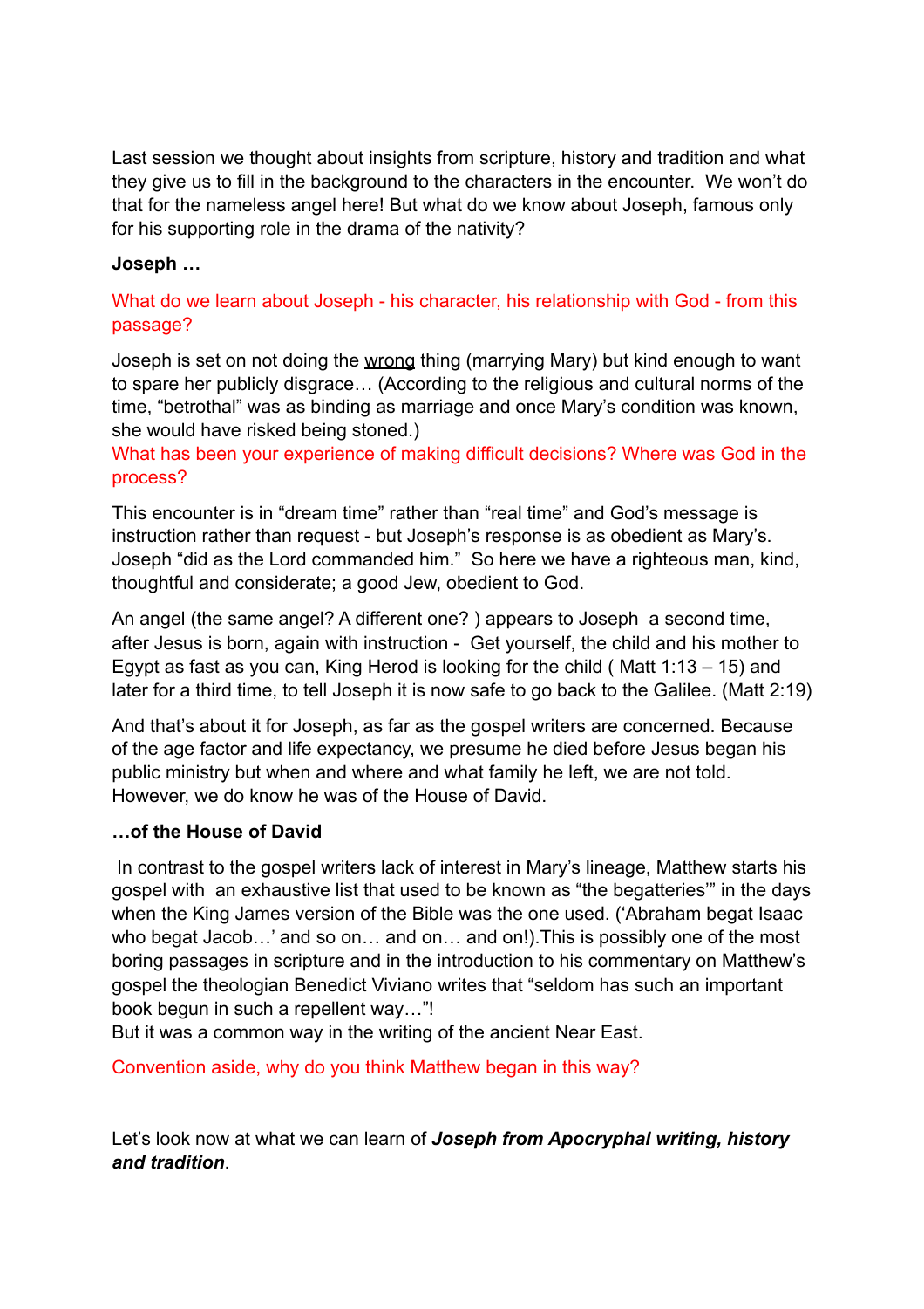Last session we thought about insights from scripture, history and tradition and what they give us to fill in the background to the characters in the encounter. We won't do that for the nameless angel here! But what do we know about Joseph, famous only for his supporting role in the drama of the nativity?

**Joseph …**

What do we learn about Joseph - his character, his relationship with God - from this passage?

Joseph is set on not doing the <u>wrong</u> thing (marrying Mary) but kind enough to want to spare her publicly disgrace… (According to the religious and cultural norms of the time, "betrothal" was as binding as marriage and once Mary's condition was known, she would have risked being stoned.)

What has been your experience of making difficult decisions? Where was God in the process?

This encounter is in "dream time" rather than "real time" and God's message is instruction rather than request - but Joseph's response is as obedient as Mary's. Joseph "did as the Lord commanded him." So here we have a righteous man, kind, thoughtful and considerate; a good Jew, obedient to God.

An angel (the same angel? A different one? ) appears to Joseph a second time, after Jesus is born, again with instruction - Get yourself, the child and his mother to Egypt as fast as you can, King Herod is looking for the child ( Matt 1:13 – 15) and later for a third time, to tell Joseph it is now safe to go back to the Galilee. (Matt 2:19)

And that's about it for Joseph, as far as the gospel writers are concerned. Because of the age factor and life expectancy, we presume he died before Jesus began his public ministry but when and where and what family he left, we are not told. However, we do know he was of the House of David.

**…of the House of David**

In contrast to the gospel writers lack of interest in Mary's lineage, Matthew starts his gospel with an exhaustive list that used to be known as "the begatteries'" in the days when the King James version of the Bible was the one used. ('Abraham begat Isaac who begat Jacob…' and so on… and on… and on!).This is possibly one of the most boring passages in scripture and in the introduction to his commentary on Matthew's gospel the theologian Benedict Viviano writes that "seldom has such an important book begun in such a repellent way…"!
But it was a common way in the writing of the ancient Near East.

Convention aside, why do you think Matthew began in this way?

Let's look now at what we can learn of ***Joseph from Apocryphal writing, history and tradition***.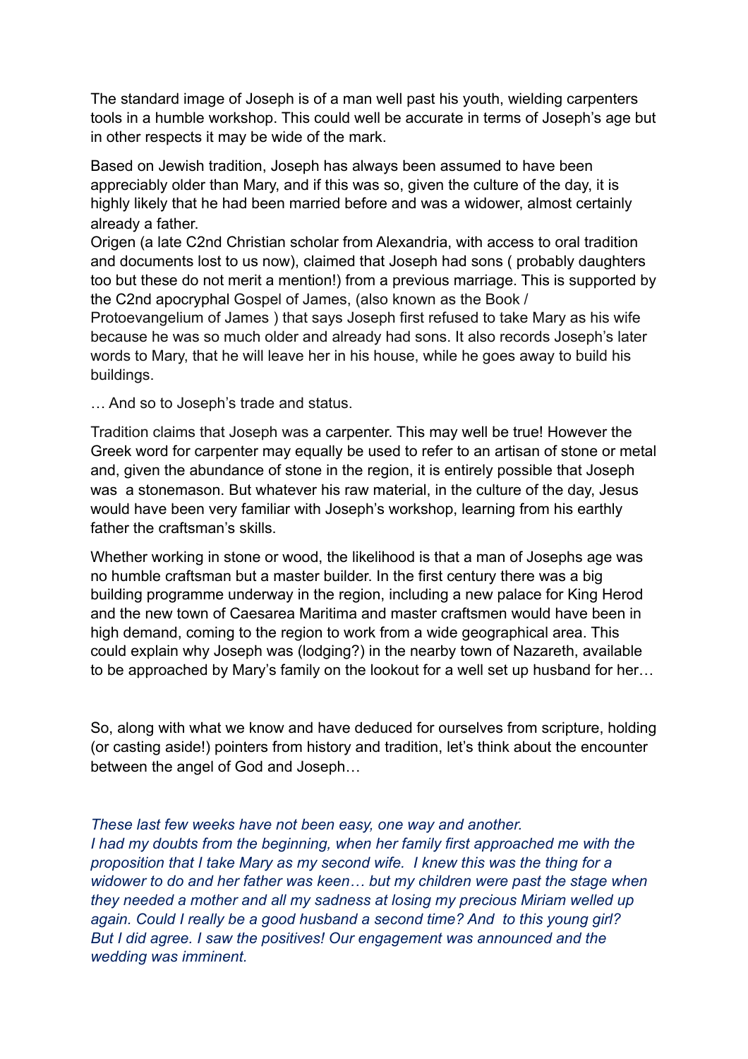The standard image of Joseph is of a man well past his youth, wielding carpenters tools in a humble workshop. This could well be accurate in terms of Joseph's age but in other respects it may be wide of the mark.

Based on Jewish tradition, Joseph has always been assumed to have been appreciably older than Mary, and if this was so, given the culture of the day, it is highly likely that he had been married before and was a widower, almost certainly already a father.
Origen (a late C2nd Christian scholar from Alexandria, with access to oral tradition and documents lost to us now), claimed that Joseph had sons ( probably daughters too but these do not merit a mention!) from a previous marriage. This is supported by the C2nd apocryphal Gospel of James, (also known as the Book / Protoevangelium of James ) that says Joseph first refused to take Mary as his wife because he was so much older and already had sons. It also records Joseph's later words to Mary, that he will leave her in his house, while he goes away to build his buildings.

… And so to Joseph's trade and status.

Tradition claims that Joseph was a carpenter. This may well be true! However the Greek word for carpenter may equally be used to refer to an artisan of stone or metal and, given the abundance of stone in the region, it is entirely possible that Joseph was a stonemason. But whatever his raw material, in the culture of the day, Jesus would have been very familiar with Joseph's workshop, learning from his earthly father the craftsman's skills.

Whether working in stone or wood, the likelihood is that a man of Josephs age was no humble craftsman but a master builder. In the first century there was a big building programme underway in the region, including a new palace for King Herod and the new town of Caesarea Maritima and master craftsmen would have been in high demand, coming to the region to work from a wide geographical area. This could explain why Joseph was (lodging?) in the nearby town of Nazareth, available to be approached by Mary's family on the lookout for a well set up husband for her…

So, along with what we know and have deduced for ourselves from scripture, holding (or casting aside!) pointers from history and tradition, let's think about the encounter between the angel of God and Joseph…

*These last few weeks have not been easy, one way and another.*
*I had my doubts from the beginning, when her family first approached me with the proposition that I take Mary as my second wife. I knew this was the thing for a widower to do and her father was keen… but my children were past the stage when they needed a mother and all my sadness at losing my precious Miriam welled up again. Could I really be a good husband a second time? And to this young girl? But I did agree. I saw the positives! Our engagement was announced and the wedding was imminent.*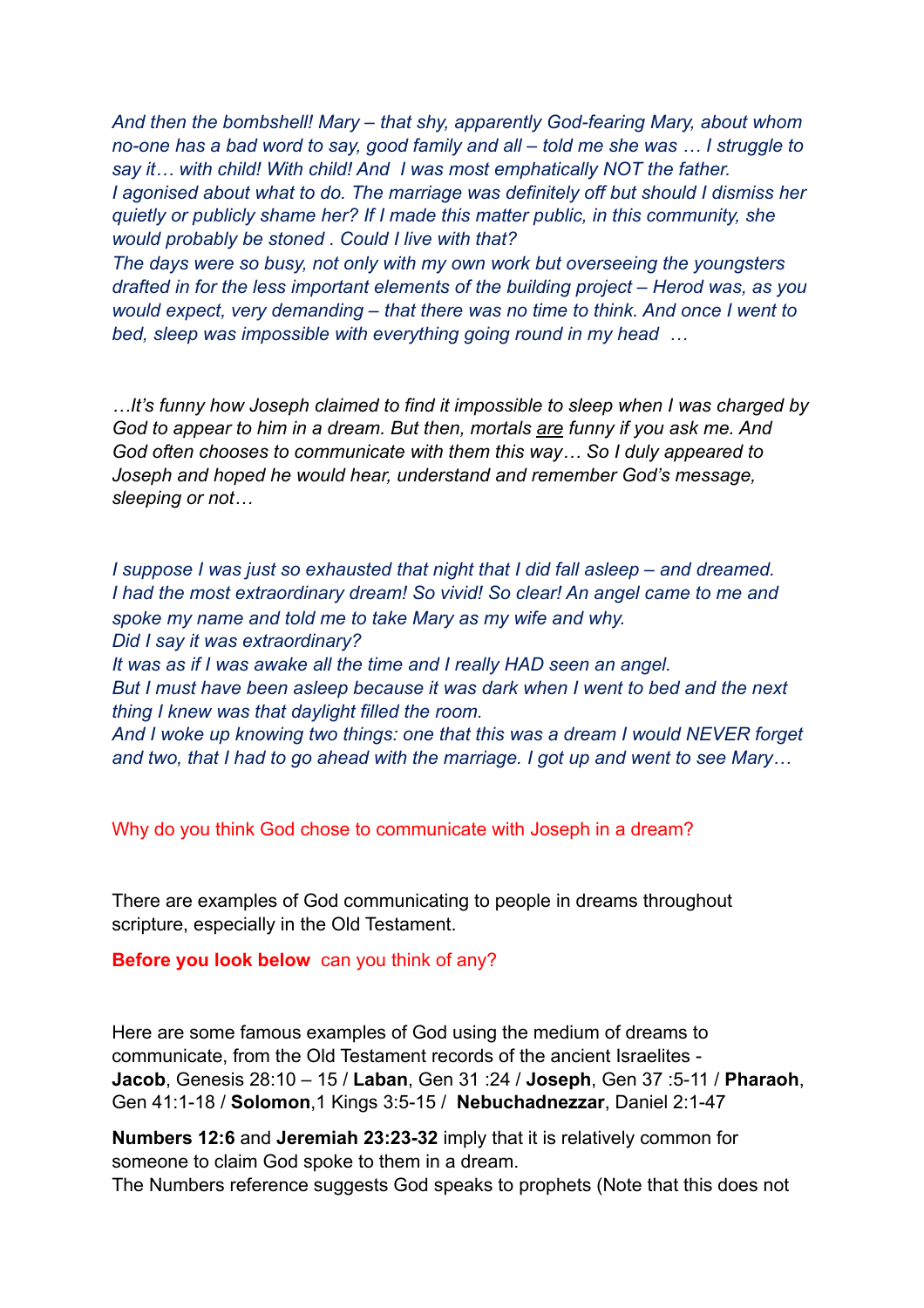*And then the bombshell! Mary – that shy, apparently God-fearing Mary, about whom no-one has a bad word to say, good family and all – told me she was … I struggle to say it… with child! With child! And I was most emphatically NOT the father.*
*I agonised about what to do. The marriage was definitely off but should I dismiss her quietly or publicly shame her? If I made this matter public, in this community, she would probably be stoned . Could I live with that?*
*The days were so busy, not only with my own work but overseeing the youngsters drafted in for the less important elements of the building project – Herod was, as you would expect, very demanding – that there was no time to think. And once I went to bed, sleep was impossible with everything going round in my head …*

*…It's funny how Joseph claimed to find it impossible to sleep when I was charged by God to appear to him in a dream. But then, mortals <u>are</u> funny if you ask me. And God often chooses to communicate with them this way… So I duly appeared to Joseph and hoped he would hear, understand and remember God's message, sleeping or not…*

*I suppose I was just so exhausted that night that I did fall asleep – and dreamed.*
*I had the most extraordinary dream! So vivid! So clear! An angel came to me and spoke my name and told me to take Mary as my wife and why.*
*Did I say it was extraordinary?*
*It was as if I was awake all the time and I really HAD seen an angel.*
*But I must have been asleep because it was dark when I went to bed and the next thing I knew was that daylight filled the room.*
*And I woke up knowing two things: one that this was a dream I would NEVER forget and two, that I had to go ahead with the marriage. I got up and went to see Mary…*

Why do you think God chose to communicate with Joseph in a dream?

There are examples of God communicating to people in dreams throughout scripture, especially in the Old Testament.

**Before you look below** can you think of any?

Here are some famous examples of God using the medium of dreams to communicate, from the Old Testament records of the ancient Israelites - **Jacob**, Genesis 28:10 – 15 / **Laban**, Gen 31 :24 / **Joseph**, Gen 37 :5-11 / **Pharaoh**, Gen 41:1-18 / **Solomon**,1 Kings 3:5-15 / **Nebuchadnezzar**, Daniel 2:1-47

**Numbers 12:6** and **Jeremiah 23:23-32** imply that it is relatively common for someone to claim God spoke to them in a dream.
The Numbers reference suggests God speaks to prophets (Note that this does not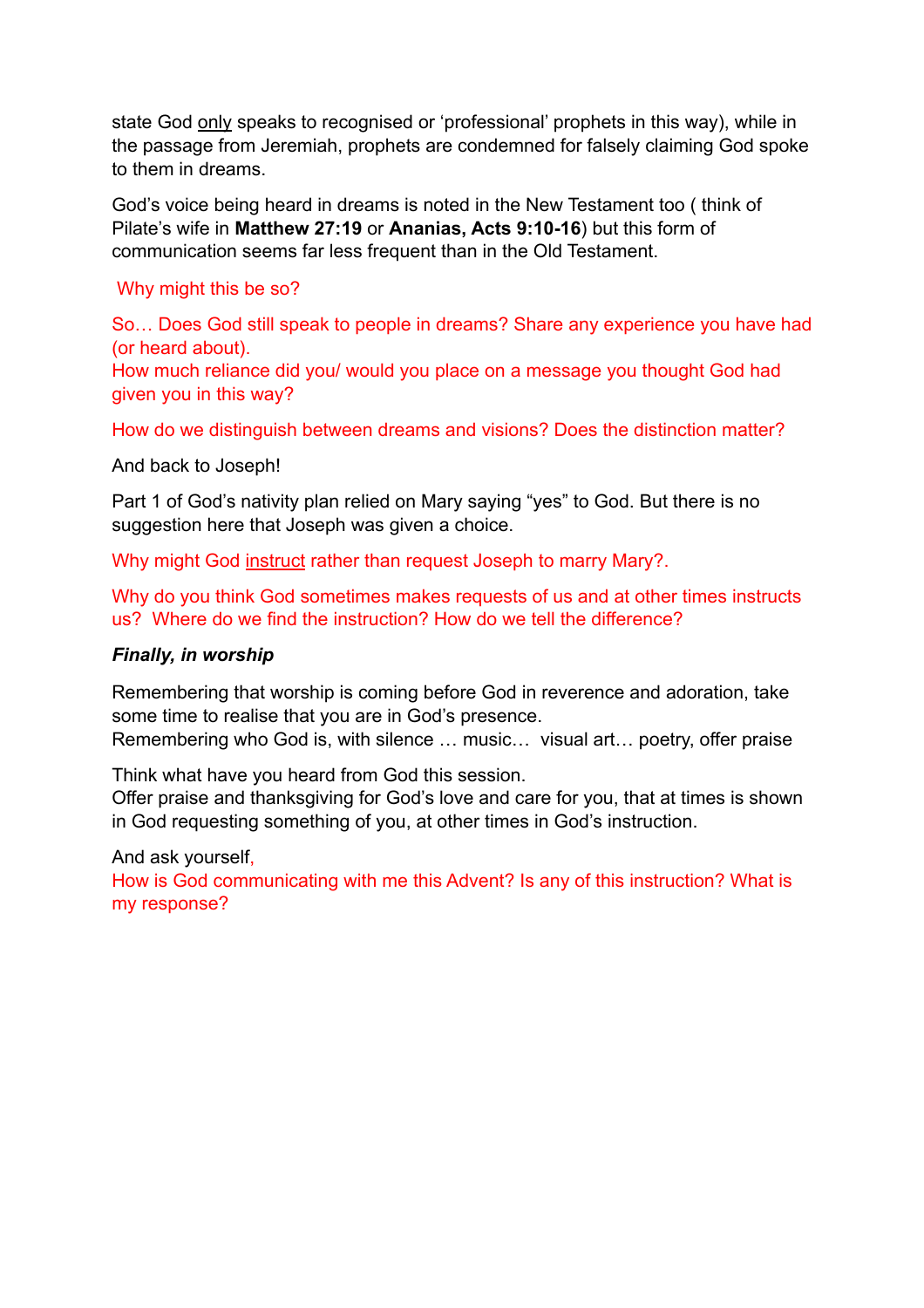state God only speaks to recognised or 'professional' prophets in this way), while in the passage from Jeremiah, prophets are condemned for falsely claiming God spoke to them in dreams.

God's voice being heard in dreams is noted in the New Testament too ( think of Pilate's wife in **Matthew 27:19** or **Ananias, Acts 9:10-16**) but this form of communication seems far less frequent than in the Old Testament.

Why might this be so?

So… Does God still speak to people in dreams? Share any experience you have had (or heard about).
How much reliance did you/ would you place on a message you thought God had given you in this way?

How do we distinguish between dreams and visions? Does the distinction matter?

And back to Joseph!

Part 1 of God's nativity plan relied on Mary saying "yes" to God. But there is no suggestion here that Joseph was given a choice.

Why might God instruct rather than request Joseph to marry Mary?.

Why do you think God sometimes makes requests of us and at other times instructs us? Where do we find the instruction? How do we tell the difference?

***Finally, in worship***

Remembering that worship is coming before God in reverence and adoration, take some time to realise that you are in God's presence.
Remembering who God is, with silence … music… visual art… poetry, offer praise

Think what have you heard from God this session.
Offer praise and thanksgiving for God's love and care for you, that at times is shown in God requesting something of you, at other times in God's instruction.

And ask yourself,
How is God communicating with me this Advent? Is any of this instruction? What is my response?